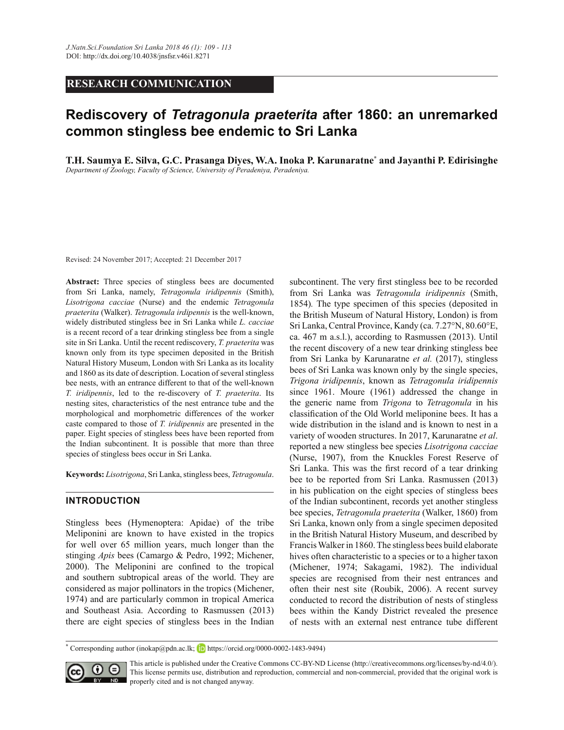RESEARCH COMMUNICATION

# Rediscovery of *Tetragonula praeterita* after 1860: an unremarked common stingless bee endemic to Sri Lanka

**T.H. Saumya E. Silva, G.C. Prasanga Diyes, W.A. Inoka P. Karunaratne* and Jayanthi P. Edirisinghe**

*Department of Zoology, Faculty of Science, University of Peradeniya, Peradeniya.*

Revised: 24 November 2017; Accepted: 21 December 2017

**Abstract:** Three species of stingless bees are documented from Sri Lanka, namely, *Tetragonula iridipennis* (Smith), *Lisotrigona cacciae* (Nurse) and the endemic *Tetragonula praeterita* (Walker). *Tetragonula irdipennis* is the well-known, widely distributed stingless bee in Sri Lanka while *L. cacciae* is a recent record of a tear drinking stingless bee from a single site in Sri Lanka. Until the recent rediscovery, *T. praeterita* was known only from its type specimen deposited in the British Natural History Museum, London with Sri Lanka as its locality and 1860 as its date of description. Location of several stingless bee nests, with an entrance different to that of the well-known *T. iridipennis*, led to the re-discovery of *T. praeterita*. Its nesting sites, characteristics of the nest entrance tube and the morphological and morphometric differences of the worker caste compared to those of *T. iridipennis* are presented in the paper. Eight species of stingless bees have been reported from the Indian subcontinent. It is possible that more than three species of stingless bees occur in Sri Lanka.

**Keywords:** *Lisotrigona*, Sri Lanka, stingless bees, *Tetragonula*.

## INTRODUCTION

Stingless bees (Hymenoptera: Apidae) of the tribe Meliponini are known to have existed in the tropics for well over 65 million years, much longer than the stinging *Apis* bees (Camargo & Pedro, 1992; Michener, 2000). The Meliponini are confined to the tropical and southern subtropical areas of the world. They are considered as major pollinators in the tropics (Michener, 1974) and are particularly common in tropical America and Southeast Asia. According to Rasmussen (2013) there are eight species of stingless bees in the Indian subcontinent. The very first stingless bee to be recorded from Sri Lanka was *Tetragonula iridipennis* (Smith, 1854). The type specimen of this species (deposited in the British Museum of Natural History, London) is from Sri Lanka, Central Province, Kandy (ca. 7.27°N, 80.60°E, ca. 467 m a.s.l.), according to Rasmussen (2013). Until the recent discovery of a new tear drinking stingless bee from Sri Lanka by Karunaratne *et al.* (2017), stingless bees of Sri Lanka was known only by the single species, *Trigona iridipennis*, known as *Tetragonula iridipennis* since 1961. Moure (1961) addressed the change in the generic name from *Trigona* to *Tetragonula* in his classification of the Old World meliponine bees. It has a wide distribution in the island and is known to nest in a variety of wooden structures. In 2017, Karunaratne *et al*. reported a new stingless bee species *Lisotrigona cacciae* (Nurse, 1907), from the Knuckles Forest Reserve of Sri Lanka. This was the first record of a tear drinking bee to be reported from Sri Lanka. Rasmussen (2013) in his publication on the eight species of stingless bees of the Indian subcontinent, records yet another stingless bee species, *Tetragonula praeterita* (Walker, 1860) from Sri Lanka, known only from a single specimen deposited in the British Natural History Museum, and described by Francis Walker in 1860. The stingless bees build elaborate hives often characteristic to a species or to a higher taxon (Michener, 1974; Sakagami, 1982). The individual species are recognised from their nest entrances and often their nest site (Roubik, 2006). A recent survey conducted to record the distribution of nests of stingless bees within the Kandy District revealed the presence of nests with an external nest entrance tube different

* Corresponding author (inokap@pdn.ac.lk; https://orcid.org/0000-0002-1483-9494)

This article is published under the Creative Commons CC-BY-ND License (http://creativecommons.org/licenses/by-nd/4.0/). This license permits use, distribution and reproduction, commercial and non-commercial, provided that the original work is properly cited and is not changed anyway.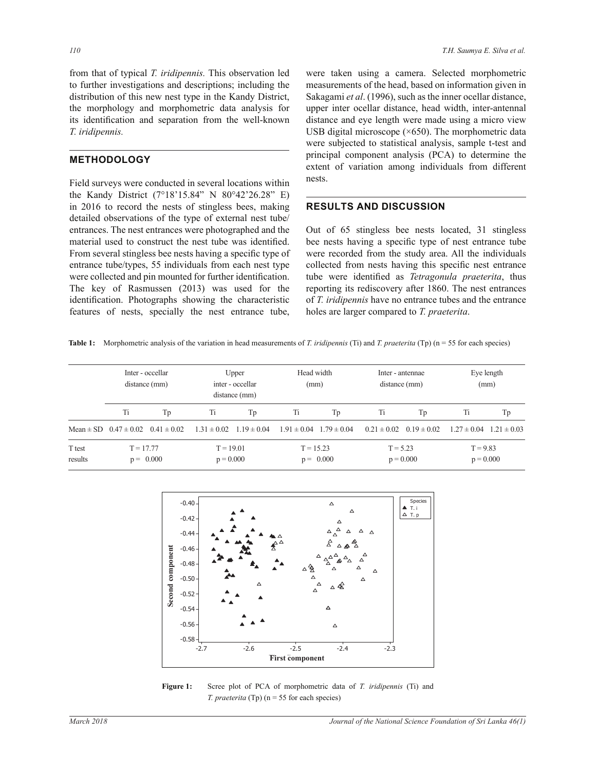from that of typical *T. iridipennis.* This observation led to further investigations and descriptions; including the distribution of this new nest type in the Kandy District, the morphology and morphometric data analysis for its identification and separation from the well-known *T. iridipennis.*

## METHODOLOGY

Field surveys were conducted in several locations within the Kandy District (7°18'15.84" N 80°42'26.28" E) in 2016 to record the nests of stingless bees, making detailed observations of the type of external nest tube/entrances. The nest entrances were photographed and the material used to construct the nest tube was identified. From several stingless bee nests having a specific type of entrance tube/types, 55 individuals from each nest type were collected and pin mounted for further identification. The key of Rasmussen (2013) was used for the identification. Photographs showing the characteristic features of nests, specially the nest entrance tube, were taken using a camera. Selected morphometric measurements of the head, based on information given in Sakagami *et al*. (1996), such as the inner ocellar distance, upper inter ocellar distance, head width, inter-antennal distance and eye length were made using a micro view USB digital microscope (×650). The morphometric data were subjected to statistical analysis, sample t-test and principal component analysis (PCA) to determine the extent of variation among individuals from different nests.

## RESULTS AND DISCUSSION

Out of 65 stingless bee nests located, 31 stingless bee nests having a specific type of nest entrance tube were recorded from the study area. All the individuals collected from nests having this specific nest entrance tube were identified as *Tetragonula praeterita*, thus reporting its rediscovery after 1860. The nest entrances of *T. iridipennis* have no entrance tubes and the entrance holes are larger compared to *T. praeterita*.

**Table 1:** Morphometric analysis of the variation in head measurements of *T. iridipennis* (Ti) and *T. praeterita* (Tp) (n = 55 for each species)

| | Inter - occellar distance (mm) | | Upper inter - occellar distance (mm) | | Head width (mm) | | Inter - antennae distance (mm) | | Eye length (mm) | |
|---|---|---|---|---|---|---|---|---|---|---|
| | Ti | Tp | Ti | Tp | Ti | Tp | Ti | Tp | Ti | Tp |
| Mean ± SD | 0.47 ± 0.02 | 0.41 ± 0.02 | 1.31 ± 0.02 | 1.19 ± 0.04 | 1.91 ± 0.04 | 1.79 ± 0.04 | 0.21 ± 0.02 | 0.19 ± 0.02 | 1.27 ± 0.04 | 1.21 ± 0.03 |
| T test results | T = 17.77, p = 0.000 | | T = 19.01, p = 0.000 | | T = 15.23, p = 0.000 | | T = 5.23, p = 0.000 | | T = 9.83, p = 0.000 | |

**Figure 1:** Scree plot of PCA of morphometric data of *T. iridipennis* (Ti) and *T. praeterita* (Tp) (n = 55 for each species)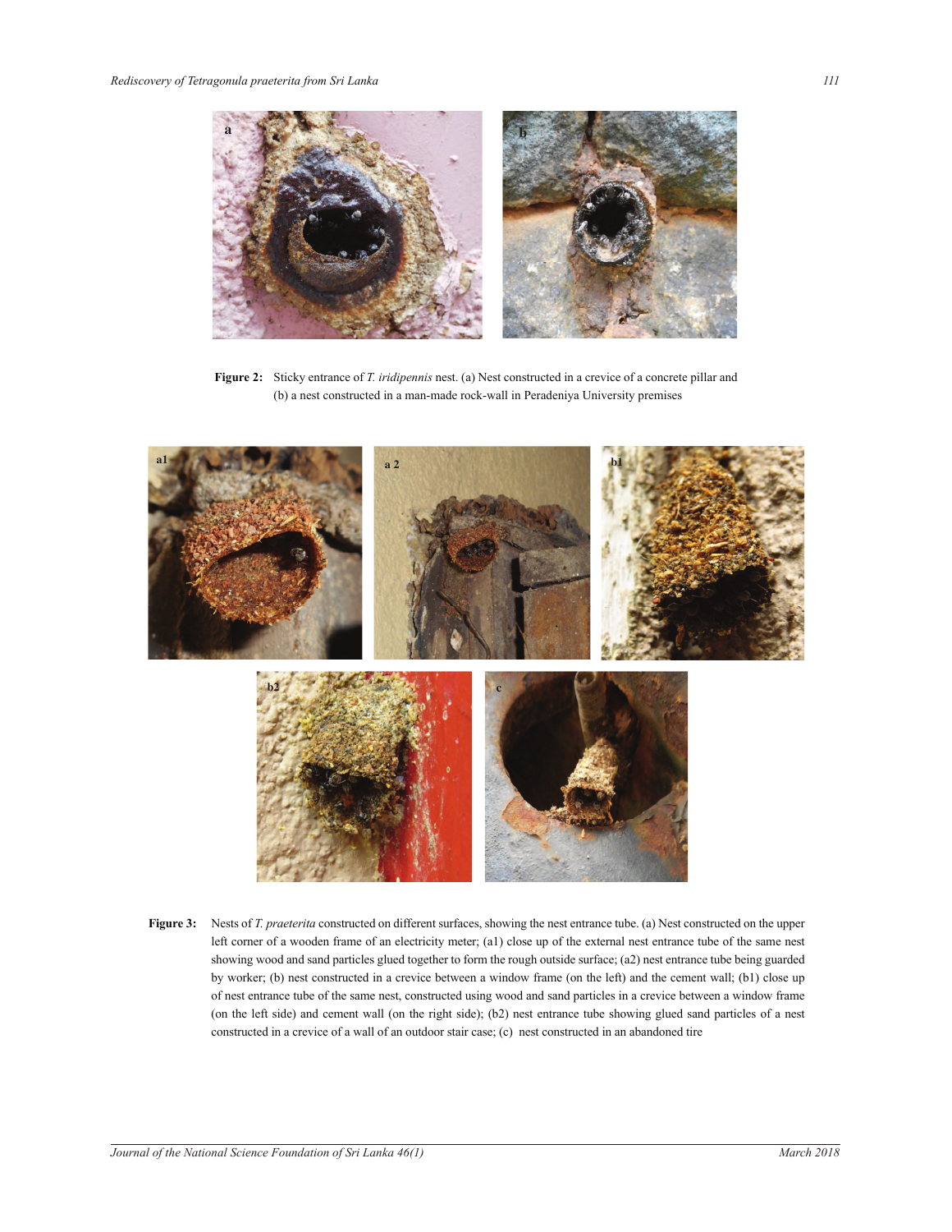**Figure 2:** Sticky entrance of *T. iridipennis* nest. (a) Nest constructed in a crevice of a concrete pillar and (b) a nest constructed in a man-made rock-wall in Peradeniya University premises

**Figure 3:** Nests of *T. praeterita* constructed on different surfaces, showing the nest entrance tube. (a) Nest constructed on the upper left corner of a wooden frame of an electricity meter; (a1) close up of the external nest entrance tube of the same nest showing wood and sand particles glued together to form the rough outside surface; (a2) nest entrance tube being guarded by worker; (b) nest constructed in a crevice between a window frame (on the left) and the cement wall; (b1) close up of nest entrance tube of the same nest, constructed using wood and sand particles in a crevice between a window frame (on the left side) and cement wall (on the right side); (b2) nest entrance tube showing glued sand particles of a nest constructed in a crevice of a wall of an outdoor stair case; (c) nest constructed in an abandoned tire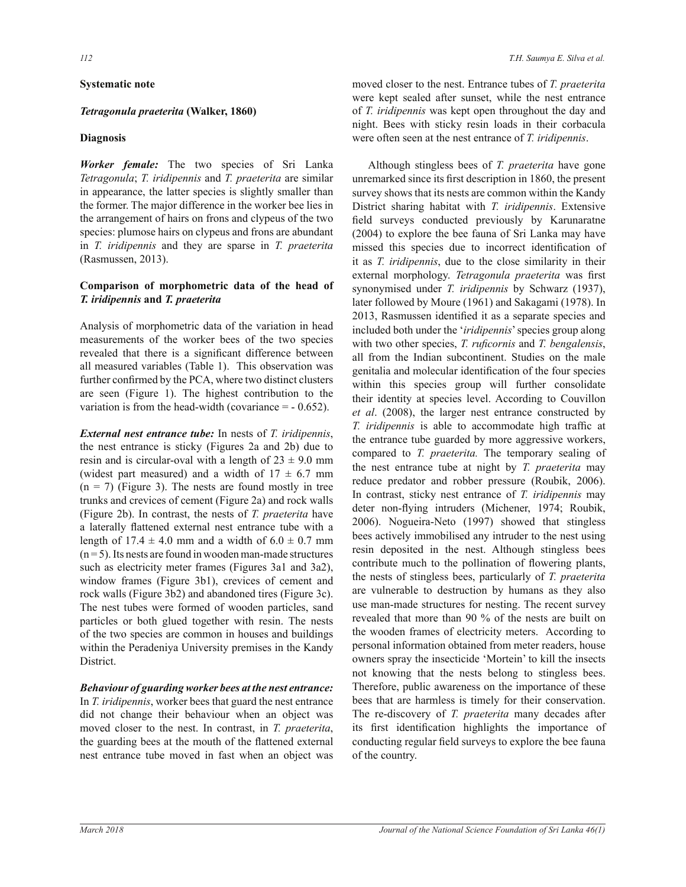**Systematic note**

***Tetragonula praeterita* (Walker, 1860)**

**Diagnosis**

***Worker female:*** The two species of Sri Lanka *Tetragonula*; *T. iridipennis* and *T. praeterita* are similar in appearance, the latter species is slightly smaller than the former. The major difference in the worker bee lies in the arrangement of hairs on frons and clypeus of the two species: plumose hairs on clypeus and frons are abundant in *T. iridipennis* and they are sparse in *T. praeterita* (Rasmussen, 2013).

**Comparison of morphometric data of the head of *T. iridipennis* and *T. praeterita***

Analysis of morphometric data of the variation in head measurements of the worker bees of the two species revealed that there is a significant difference between all measured variables (Table 1). This observation was further confirmed by the PCA, where two distinct clusters are seen (Figure 1). The highest contribution to the variation is from the head-width (covariance = - 0.652).

***External nest entrance tube:*** In nests of *T. iridipennis*, the nest entrance is sticky (Figures 2a and 2b) due to resin and is circular-oval with a length of $23 \pm 9.0$ mm (widest part measured) and a width of $17 \pm 6.7$ mm ($n = 7$) (Figure 3). The nests are found mostly in tree trunks and crevices of cement (Figure 2a) and rock walls (Figure 2b). In contrast, the nests of *T. praeterita* have a laterally flattened external nest entrance tube with a length of $17.4 \pm 4.0$ mm and a width of $6.0 \pm 0.7$ mm ($n = 5$). Its nests are found in wooden man-made structures such as electricity meter frames (Figures 3a1 and 3a2), window frames (Figure 3b1), crevices of cement and rock walls (Figure 3b2) and abandoned tires (Figure 3c). The nest tubes were formed of wooden particles, sand particles or both glued together with resin. The nests of the two species are common in houses and buildings within the Peradeniya University premises in the Kandy District.

***Behaviour of guarding worker bees at the nest entrance:*** In *T. iridipennis*, worker bees that guard the nest entrance did not change their behaviour when an object was moved closer to the nest. In contrast, in *T. praeterita*, the guarding bees at the mouth of the flattened external nest entrance tube moved in fast when an object was moved closer to the nest. Entrance tubes of *T. praeterita* were kept sealed after sunset, while the nest entrance of *T. iridipennis* was kept open throughout the day and night. Bees with sticky resin loads in their corbacula were often seen at the nest entrance of *T. iridipennis*.

Although stingless bees of *T. praeterita* have gone unremarked since its first description in 1860, the present survey shows that its nests are common within the Kandy District sharing habitat with *T. iridipennis*. Extensive field surveys conducted previously by Karunaratne (2004) to explore the bee fauna of Sri Lanka may have missed this species due to incorrect identification of it as *T. iridipennis*, due to the close similarity in their external morphology. *Tetragonula praeterita* was first synonymised under *T. iridipennis* by Schwarz (1937), later followed by Moure (1961) and Sakagami (1978). In 2013, Rasmussen identified it as a separate species and included both under the '*iridipennis*' species group along with two other species, *T. ruficornis* and *T. bengalensis*, all from the Indian subcontinent. Studies on the male genitalia and molecular identification of the four species within this species group will further consolidate their identity at species level. According to Couvillon *et al*. (2008), the larger nest entrance constructed by *T. iridipennis* is able to accommodate high traffic at the entrance tube guarded by more aggressive workers, compared to *T. praeterita.* The temporary sealing of the nest entrance tube at night by *T. praeterita* may reduce predator and robber pressure (Roubik, 2006). In contrast, sticky nest entrance of *T. iridipennis* may deter non-flying intruders (Michener, 1974; Roubik, 2006). Nogueira-Neto (1997) showed that stingless bees actively immobilised any intruder to the nest using resin deposited in the nest. Although stingless bees contribute much to the pollination of flowering plants, the nests of stingless bees, particularly of *T. praeterita* are vulnerable to destruction by humans as they also use man-made structures for nesting. The recent survey revealed that more than 90 % of the nests are built on the wooden frames of electricity meters. According to personal information obtained from meter readers, house owners spray the insecticide 'Mortein' to kill the insects not knowing that the nests belong to stingless bees. Therefore, public awareness on the importance of these bees that are harmless is timely for their conservation. The re-discovery of *T. praeterita* many decades after its first identification highlights the importance of conducting regular field surveys to explore the bee fauna of the country.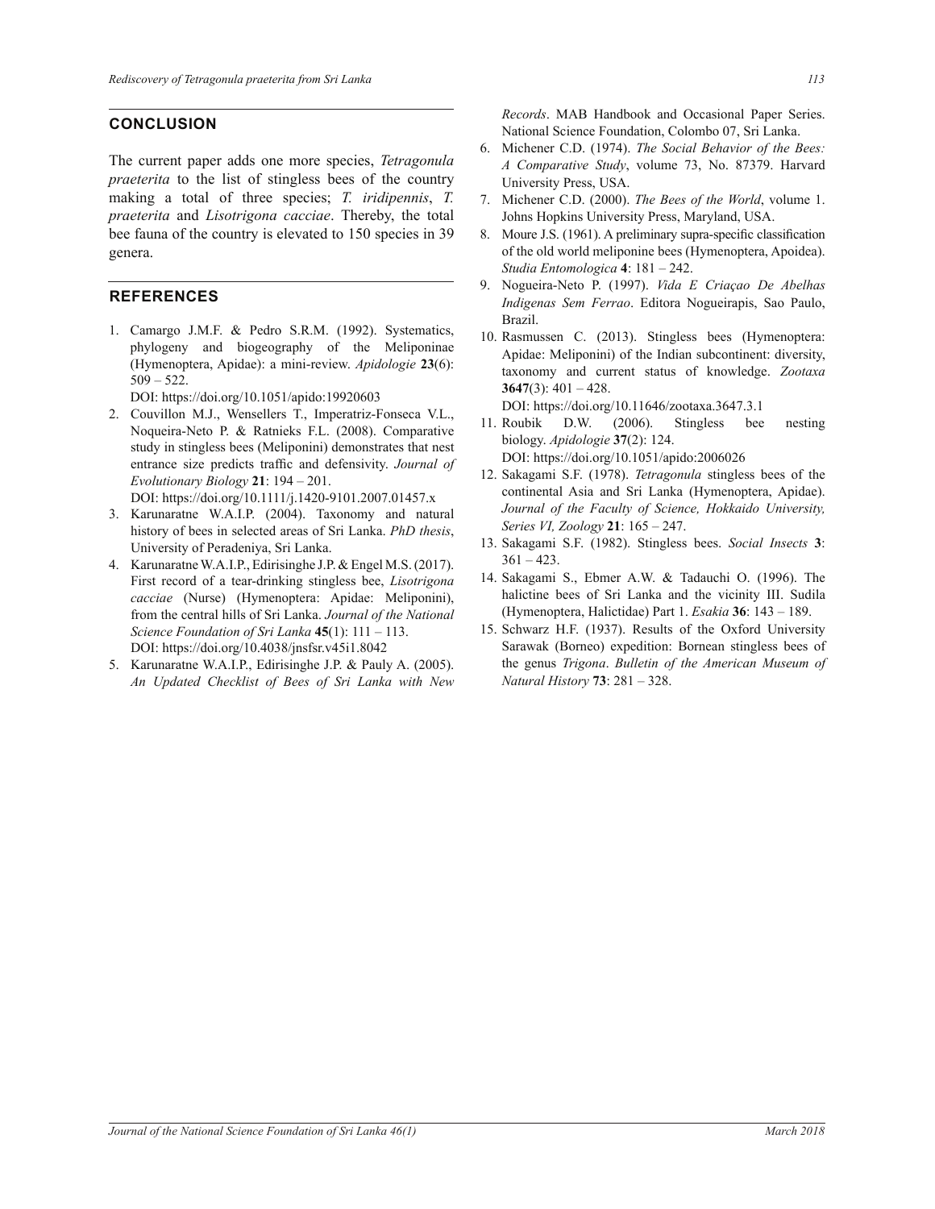## CONCLUSION

The current paper adds one more species, *Tetragonula praeterita* to the list of stingless bees of the country making a total of three species; *T. iridipennis*, *T. praeterita* and *Lisotrigona cacciae*. Thereby, the total bee fauna of the country is elevated to 150 species in 39 genera.

## REFERENCES

1. Camargo J.M.F. & Pedro S.R.M. (1992). Systematics, phylogeny and biogeography of the Meliponinae (Hymenoptera, Apidae): a mini-review. *Apidologie* **23**(6): 509 – 522.
   DOI: https://doi.org/10.1051/apido:19920603
2. Couvillon M.J., Wensellers T., Imperatriz-Fonseca V.L., Noqueira-Neto P. & Ratnieks F.L. (2008). Comparative study in stingless bees (Meliponini) demonstrates that nest entrance size predicts traffic and defensivity. *Journal of Evolutionary Biology* **21**: 194 – 201.
   DOI: https://doi.org/10.1111/j.1420-9101.2007.01457.x
3. Karunaratne W.A.I.P. (2004). Taxonomy and natural history of bees in selected areas of Sri Lanka. *PhD thesis*, University of Peradeniya, Sri Lanka.
4. Karunaratne W.A.I.P., Edirisinghe J.P. & Engel M.S. (2017). First record of a tear-drinking stingless bee, *Lisotrigona cacciae* (Nurse) (Hymenoptera: Apidae: Meliponini), from the central hills of Sri Lanka. *Journal of the National Science Foundation of Sri Lanka* **45**(1): 111 – 113.
   DOI: https://doi.org/10.4038/jnsfsr.v45i1.8042
5. Karunaratne W.A.I.P., Edirisinghe J.P. & Pauly A. (2005). *An Updated Checklist of Bees of Sri Lanka with New Records*. MAB Handbook and Occasional Paper Series. National Science Foundation, Colombo 07, Sri Lanka.
6. Michener C.D. (1974). *The Social Behavior of the Bees: A Comparative Study*, volume 73, No. 87379. Harvard University Press, USA.
7. Michener C.D. (2000). *The Bees of the World*, volume 1. Johns Hopkins University Press, Maryland, USA.
8. Moure J.S. (1961). A preliminary supra-specific classification of the old world meliponine bees (Hymenoptera, Apoidea). *Studia Entomologica* **4**: 181 – 242.
9. Nogueira-Neto P. (1997). *Vida E Criaçao De Abelhas Indigenas Sem Ferrao*. Editora Nogueirapis, Sao Paulo, Brazil.
10. Rasmussen C. (2013). Stingless bees (Hymenoptera: Apidae: Meliponini) of the Indian subcontinent: diversity, taxonomy and current status of knowledge. *Zootaxa* **3647**(3): 401 – 428.
    DOI: https://doi.org/10.11646/zootaxa.3647.3.1
11. Roubik D.W. (2006). Stingless bee nesting biology. *Apidologie* **37**(2): 124.
    DOI: https://doi.org/10.1051/apido:2006026
12. Sakagami S.F. (1978). *Tetragonula* stingless bees of the continental Asia and Sri Lanka (Hymenoptera, Apidae). *Journal of the Faculty of Science, Hokkaido University, Series VI, Zoology* **21**: 165 – 247.
13. Sakagami S.F. (1982). Stingless bees. *Social Insects* **3**: 361 – 423.
14. Sakagami S., Ebmer A.W. & Tadauchi O. (1996). The halictine bees of Sri Lanka and the vicinity III. Sudila (Hymenoptera, Halictidae) Part 1. *Esakia* **36**: 143 – 189.
15. Schwarz H.F. (1937). Results of the Oxford University Sarawak (Borneo) expedition: Bornean stingless bees of the genus *Trigona*. *Bulletin of the American Museum of Natural History* **73**: 281 – 328.